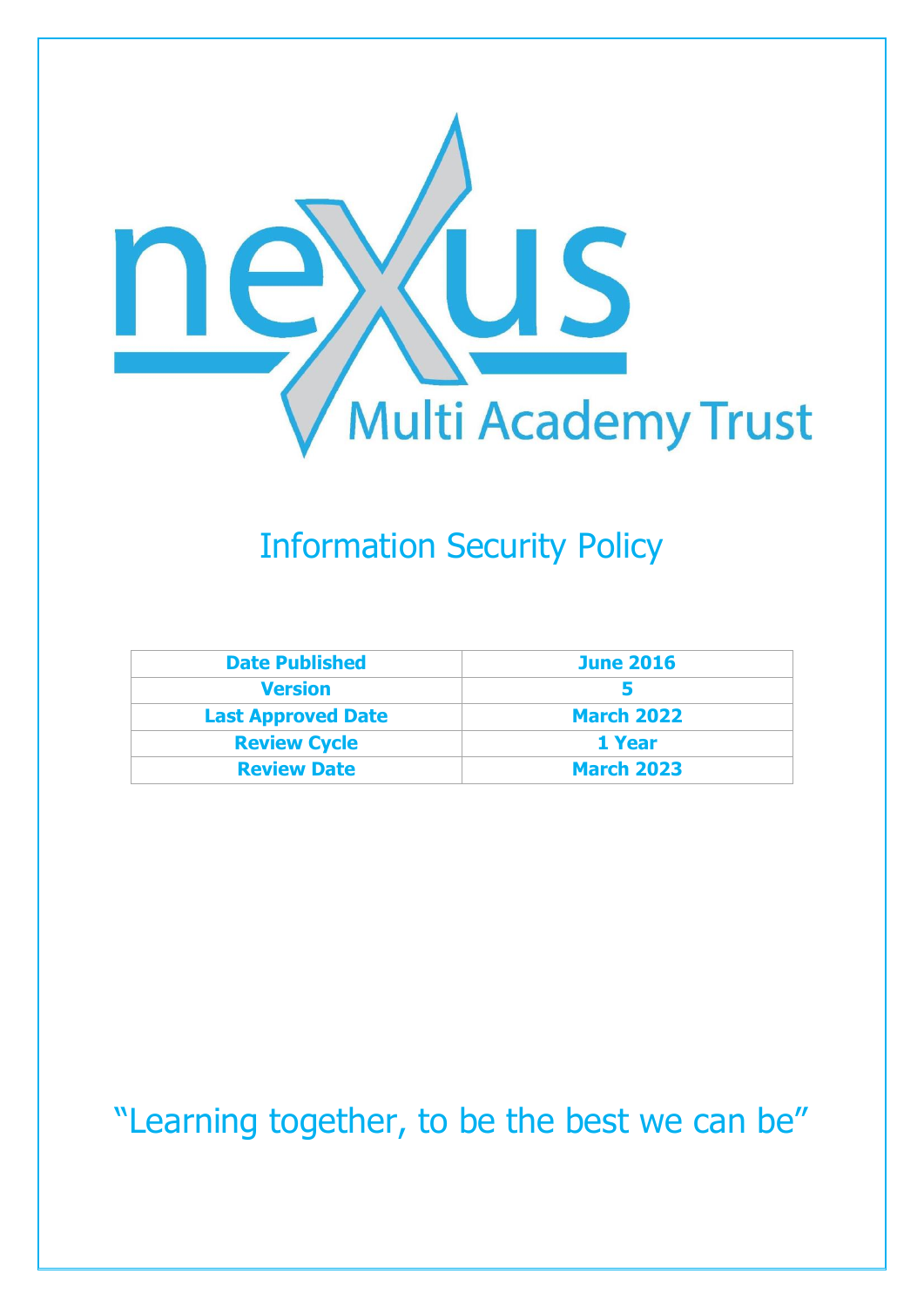nexus Multi Academy Trust

# Information Security Policy

| Date Published | June 2016 |
|---|---|
| Version | 5 |
| Last Approved Date | March 2022 |
| Review Cycle | 1 Year |
| Review Date | March 2023 |

"Learning together, to be the best we can be"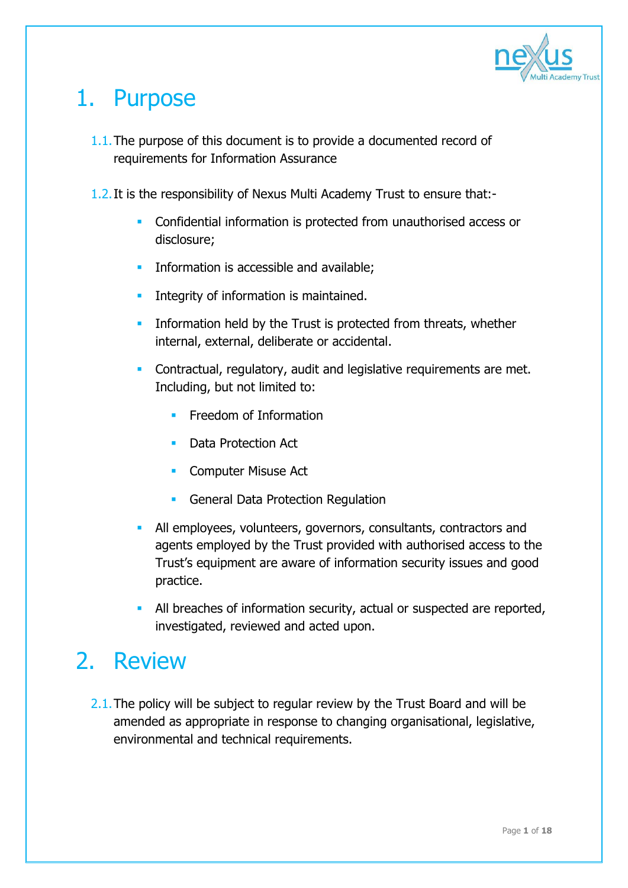# 1. Purpose

1.1. The purpose of this document is to provide a documented record of requirements for Information Assurance

1.2. It is the responsibility of Nexus Multi Academy Trust to ensure that:-

- Confidential information is protected from unauthorised access or disclosure;
- Information is accessible and available;
- Integrity of information is maintained.
- Information held by the Trust is protected from threats, whether internal, external, deliberate or accidental.
- Contractual, regulatory, audit and legislative requirements are met. Including, but not limited to:
  - Freedom of Information
  - Data Protection Act
  - Computer Misuse Act
  - General Data Protection Regulation
- All employees, volunteers, governors, consultants, contractors and agents employed by the Trust provided with authorised access to the Trust's equipment are aware of information security issues and good practice.
- All breaches of information security, actual or suspected are reported, investigated, reviewed and acted upon.

# 2. Review

2.1. The policy will be subject to regular review by the Trust Board and will be amended as appropriate in response to changing organisational, legislative, environmental and technical requirements.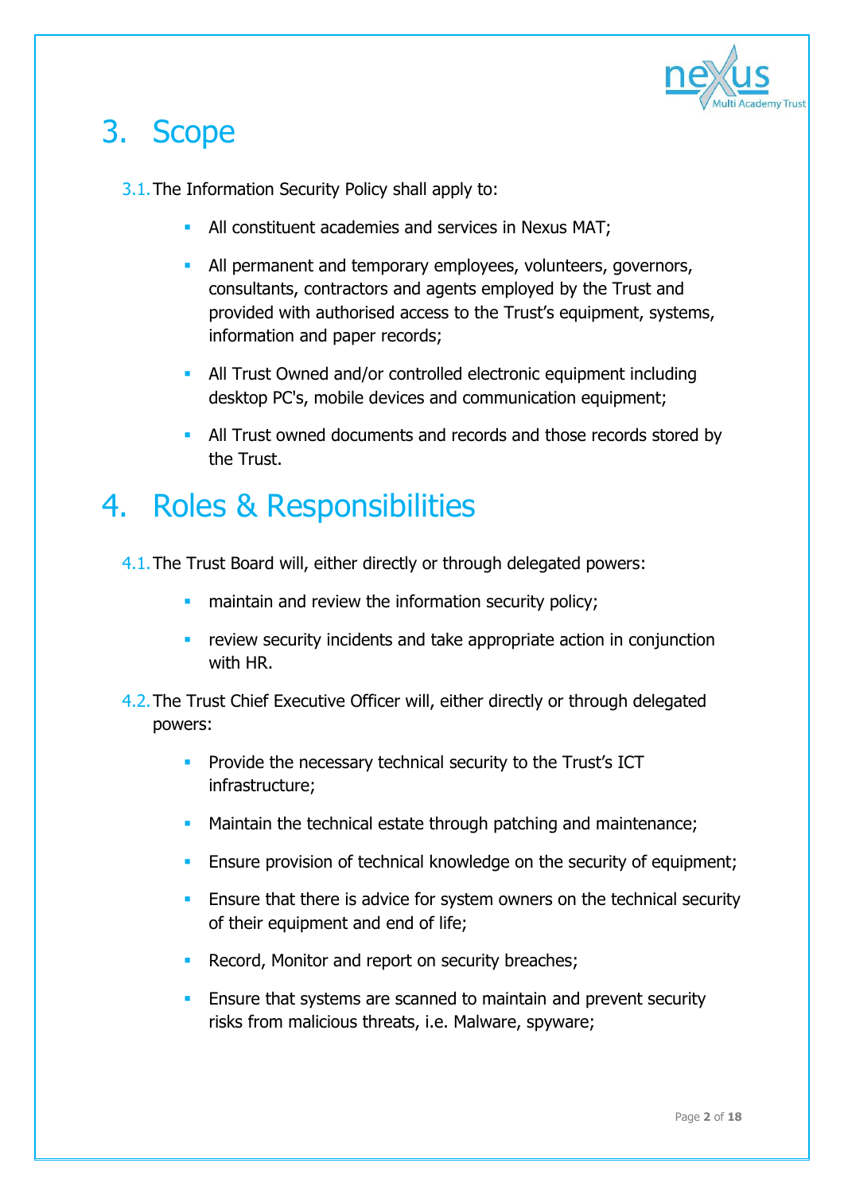# 3. Scope

3.1. The Information Security Policy shall apply to:

- All constituent academies and services in Nexus MAT;
- All permanent and temporary employees, volunteers, governors, consultants, contractors and agents employed by the Trust and provided with authorised access to the Trust's equipment, systems, information and paper records;
- All Trust Owned and/or controlled electronic equipment including desktop PC's, mobile devices and communication equipment;
- All Trust owned documents and records and those records stored by the Trust.

# 4. Roles & Responsibilities

4.1. The Trust Board will, either directly or through delegated powers:

- maintain and review the information security policy;
- review security incidents and take appropriate action in conjunction with HR.

4.2. The Trust Chief Executive Officer will, either directly or through delegated powers:

- Provide the necessary technical security to the Trust's ICT infrastructure;
- Maintain the technical estate through patching and maintenance;
- Ensure provision of technical knowledge on the security of equipment;
- Ensure that there is advice for system owners on the technical security of their equipment and end of life;
- Record, Monitor and report on security breaches;
- Ensure that systems are scanned to maintain and prevent security risks from malicious threats, i.e. Malware, spyware;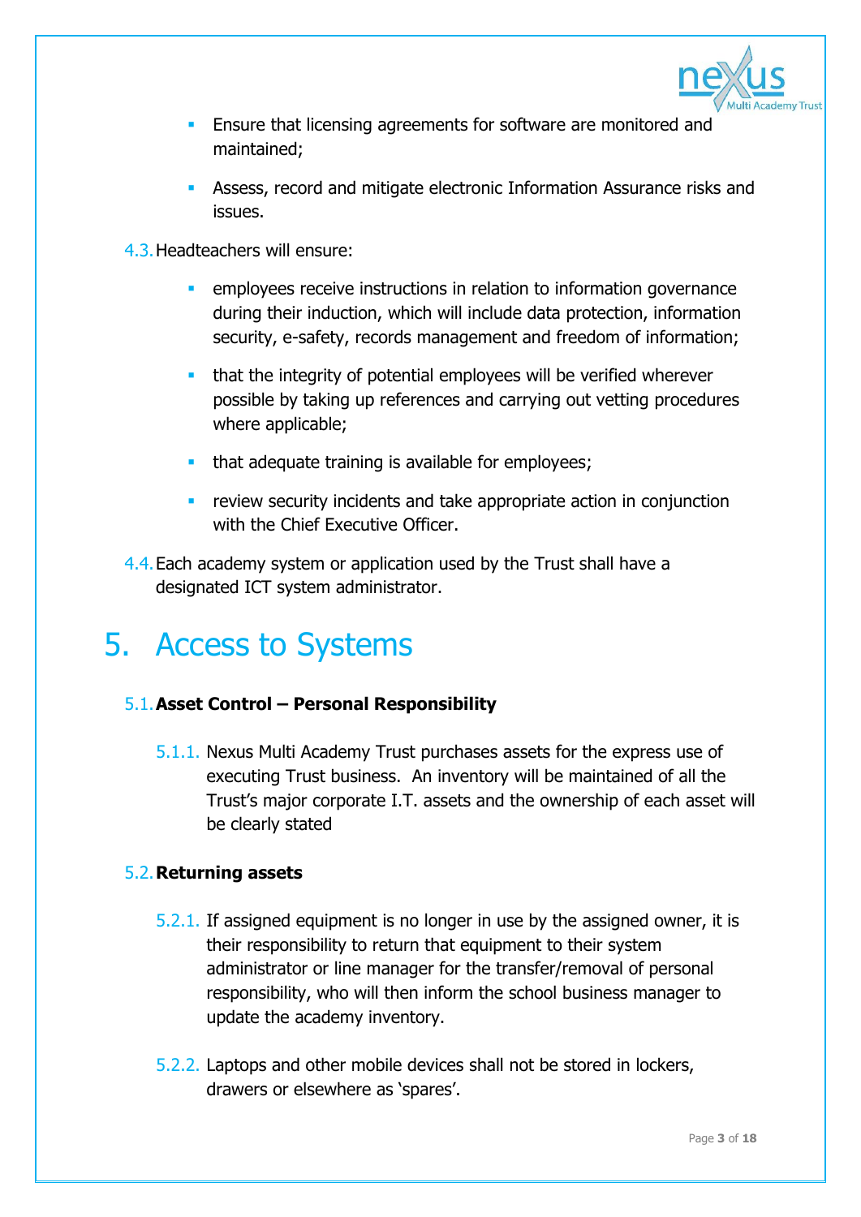- Ensure that licensing agreements for software are monitored and maintained;
- Assess, record and mitigate electronic Information Assurance risks and issues.

4.3. Headteachers will ensure:

- employees receive instructions in relation to information governance during their induction, which will include data protection, information security, e-safety, records management and freedom of information;
- that the integrity of potential employees will be verified wherever possible by taking up references and carrying out vetting procedures where applicable;
- that adequate training is available for employees;
- review security incidents and take appropriate action in conjunction with the Chief Executive Officer.

4.4. Each academy system or application used by the Trust shall have a designated ICT system administrator.

# 5. Access to Systems

## 5.1. Asset Control – Personal Responsibility

5.1.1. Nexus Multi Academy Trust purchases assets for the express use of executing Trust business. An inventory will be maintained of all the Trust's major corporate I.T. assets and the ownership of each asset will be clearly stated

## 5.2. Returning assets

5.2.1. If assigned equipment is no longer in use by the assigned owner, it is their responsibility to return that equipment to their system administrator or line manager for the transfer/removal of personal responsibility, who will then inform the school business manager to update the academy inventory.

5.2.2. Laptops and other mobile devices shall not be stored in lockers, drawers or elsewhere as 'spares'.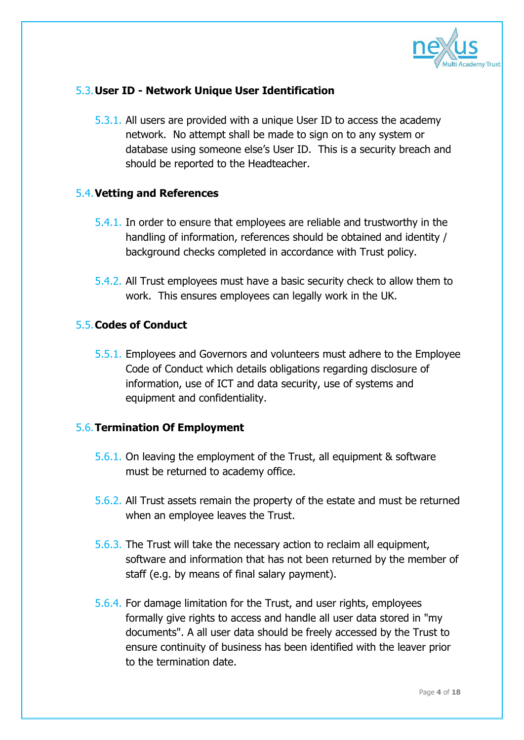### 5.3. User ID - Network Unique User Identification

5.3.1. All users are provided with a unique User ID to access the academy network. No attempt shall be made to sign on to any system or database using someone else's User ID. This is a security breach and should be reported to the Headteacher.

### 5.4. Vetting and References

5.4.1. In order to ensure that employees are reliable and trustworthy in the handling of information, references should be obtained and identity / background checks completed in accordance with Trust policy.

5.4.2. All Trust employees must have a basic security check to allow them to work. This ensures employees can legally work in the UK.

### 5.5. Codes of Conduct

5.5.1. Employees and Governors and volunteers must adhere to the Employee Code of Conduct which details obligations regarding disclosure of information, use of ICT and data security, use of systems and equipment and confidentiality.

### 5.6. Termination Of Employment

5.6.1. On leaving the employment of the Trust, all equipment & software must be returned to academy office.

5.6.2. All Trust assets remain the property of the estate and must be returned when an employee leaves the Trust.

5.6.3. The Trust will take the necessary action to reclaim all equipment, software and information that has not been returned by the member of staff (e.g. by means of final salary payment).

5.6.4. For damage limitation for the Trust, and user rights, employees formally give rights to access and handle all user data stored in "my documents". A all user data should be freely accessed by the Trust to ensure continuity of business has been identified with the leaver prior to the termination date.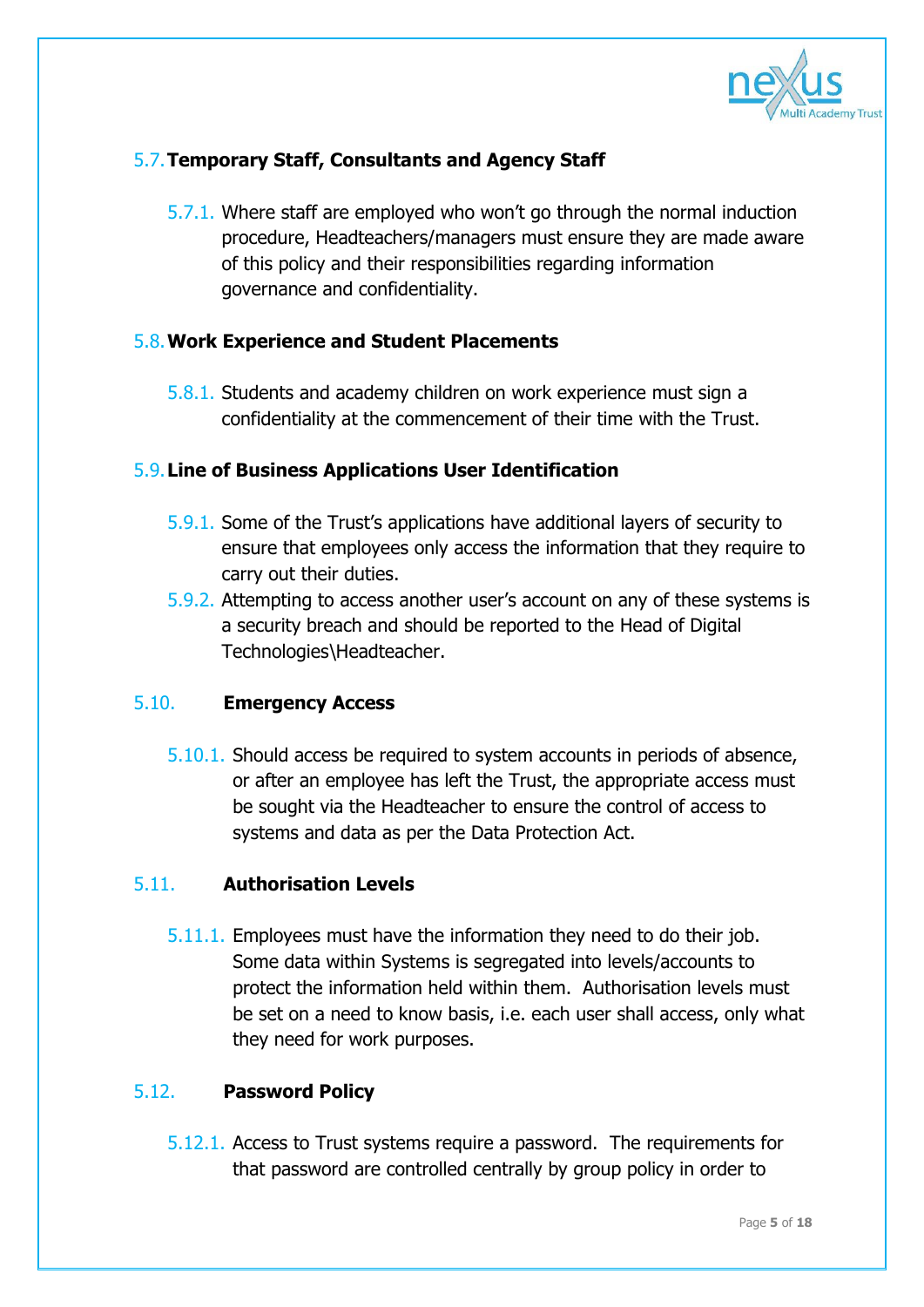### 5.7. Temporary Staff, Consultants and Agency Staff

5.7.1. Where staff are employed who won't go through the normal induction procedure, Headteachers/managers must ensure they are made aware of this policy and their responsibilities regarding information governance and confidentiality.

### 5.8. Work Experience and Student Placements

5.8.1. Students and academy children on work experience must sign a confidentiality at the commencement of their time with the Trust.

### 5.9. Line of Business Applications User Identification

5.9.1. Some of the Trust's applications have additional layers of security to ensure that employees only access the information that they require to carry out their duties.

5.9.2. Attempting to access another user's account on any of these systems is a security breach and should be reported to the Head of Digital Technologies\Headteacher.

### 5.10. Emergency Access

5.10.1. Should access be required to system accounts in periods of absence, or after an employee has left the Trust, the appropriate access must be sought via the Headteacher to ensure the control of access to systems and data as per the Data Protection Act.

### 5.11. Authorisation Levels

5.11.1. Employees must have the information they need to do their job. Some data within Systems is segregated into levels/accounts to protect the information held within them. Authorisation levels must be set on a need to know basis, i.e. each user shall access, only what they need for work purposes.

### 5.12. Password Policy

5.12.1. Access to Trust systems require a password. The requirements for that password are controlled centrally by group policy in order to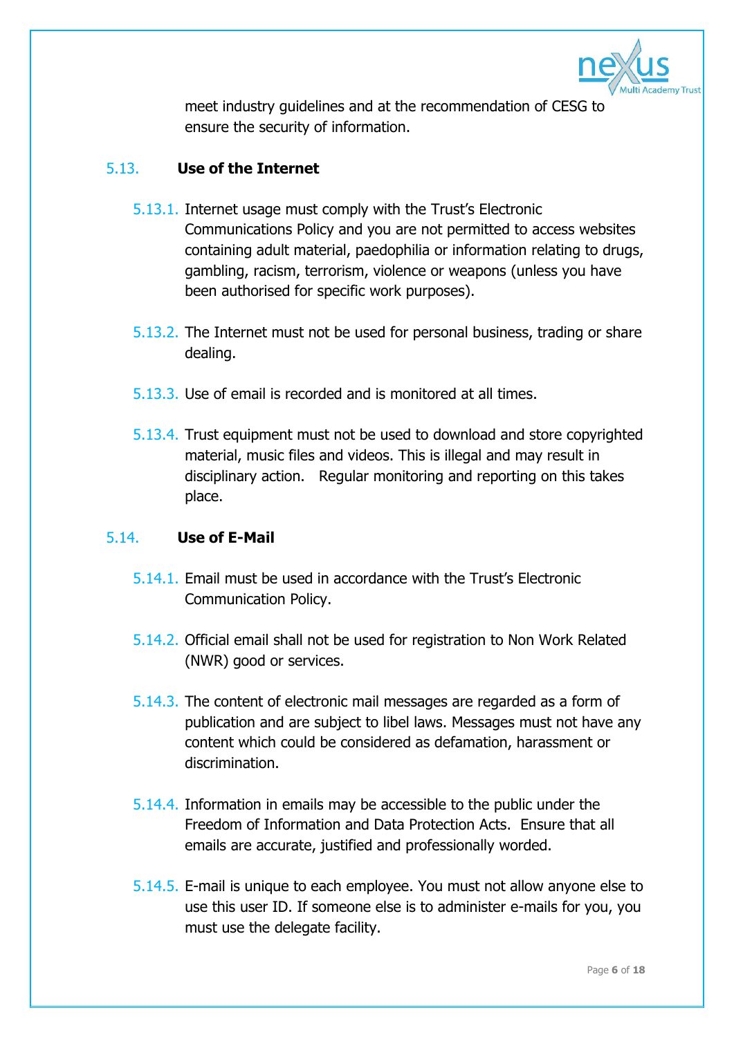meet industry guidelines and at the recommendation of CESG to ensure the security of information.

### 5.13. Use of the Internet

5.13.1. Internet usage must comply with the Trust's Electronic Communications Policy and you are not permitted to access websites containing adult material, paedophilia or information relating to drugs, gambling, racism, terrorism, violence or weapons (unless you have been authorised for specific work purposes).

5.13.2. The Internet must not be used for personal business, trading or share dealing.

5.13.3. Use of email is recorded and is monitored at all times.

5.13.4. Trust equipment must not be used to download and store copyrighted material, music files and videos. This is illegal and may result in disciplinary action. Regular monitoring and reporting on this takes place.

### 5.14. Use of E-Mail

5.14.1. Email must be used in accordance with the Trust's Electronic Communication Policy.

5.14.2. Official email shall not be used for registration to Non Work Related (NWR) good or services.

5.14.3. The content of electronic mail messages are regarded as a form of publication and are subject to libel laws. Messages must not have any content which could be considered as defamation, harassment or discrimination.

5.14.4. Information in emails may be accessible to the public under the Freedom of Information and Data Protection Acts. Ensure that all emails are accurate, justified and professionally worded.

5.14.5. E-mail is unique to each employee. You must not allow anyone else to use this user ID. If someone else is to administer e-mails for you, you must use the delegate facility.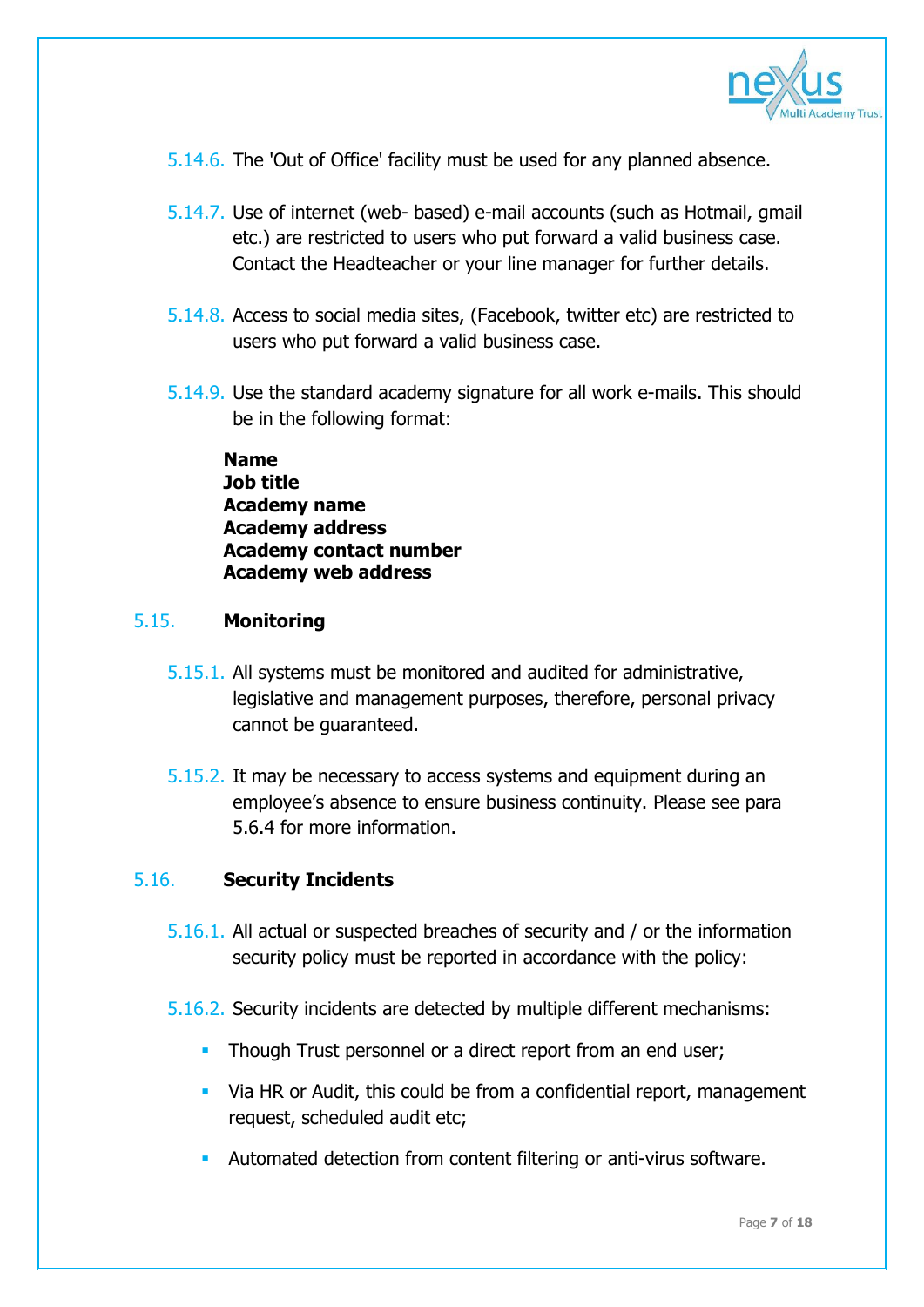5.14.6. The 'Out of Office' facility must be used for any planned absence.

5.14.7. Use of internet (web- based) e-mail accounts (such as Hotmail, gmail etc.) are restricted to users who put forward a valid business case. Contact the Headteacher or your line manager for further details.

5.14.8. Access to social media sites, (Facebook, twitter etc) are restricted to users who put forward a valid business case.

5.14.9. Use the standard academy signature for all work e-mails. This should be in the following format:

**Name**
**Job title**
**Academy name**
**Academy address**
**Academy contact number**
**Academy web address**

## 5.15. Monitoring

5.15.1. All systems must be monitored and audited for administrative, legislative and management purposes, therefore, personal privacy cannot be guaranteed.

5.15.2. It may be necessary to access systems and equipment during an employee's absence to ensure business continuity. Please see para 5.6.4 for more information.

## 5.16. Security Incidents

5.16.1. All actual or suspected breaches of security and / or the information security policy must be reported in accordance with the policy:

5.16.2. Security incidents are detected by multiple different mechanisms:

- Though Trust personnel or a direct report from an end user;
- Via HR or Audit, this could be from a confidential report, management request, scheduled audit etc;
- Automated detection from content filtering or anti-virus software.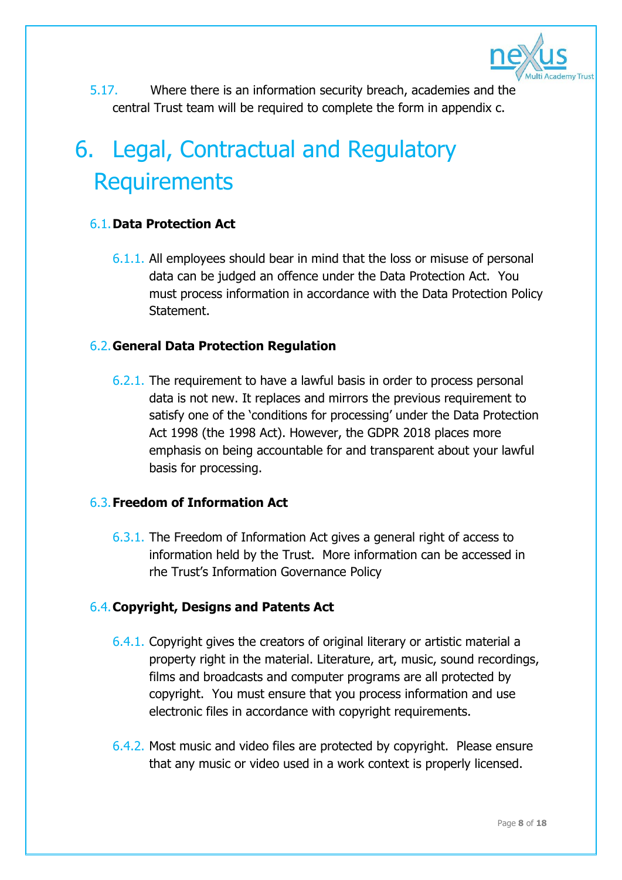5.17. Where there is an information security breach, academies and the central Trust team will be required to complete the form in appendix c.

# 6. Legal, Contractual and Regulatory Requirements

## 6.1. Data Protection Act

6.1.1. All employees should bear in mind that the loss or misuse of personal data can be judged an offence under the Data Protection Act. You must process information in accordance with the Data Protection Policy Statement.

## 6.2. General Data Protection Regulation

6.2.1. The requirement to have a lawful basis in order to process personal data is not new. It replaces and mirrors the previous requirement to satisfy one of the 'conditions for processing' under the Data Protection Act 1998 (the 1998 Act). However, the GDPR 2018 places more emphasis on being accountable for and transparent about your lawful basis for processing.

## 6.3. Freedom of Information Act

6.3.1. The Freedom of Information Act gives a general right of access to information held by the Trust. More information can be accessed in rhe Trust's Information Governance Policy

## 6.4. Copyright, Designs and Patents Act

6.4.1. Copyright gives the creators of original literary or artistic material a property right in the material. Literature, art, music, sound recordings, films and broadcasts and computer programs are all protected by copyright. You must ensure that you process information and use electronic files in accordance with copyright requirements.

6.4.2. Most music and video files are protected by copyright. Please ensure that any music or video used in a work context is properly licensed.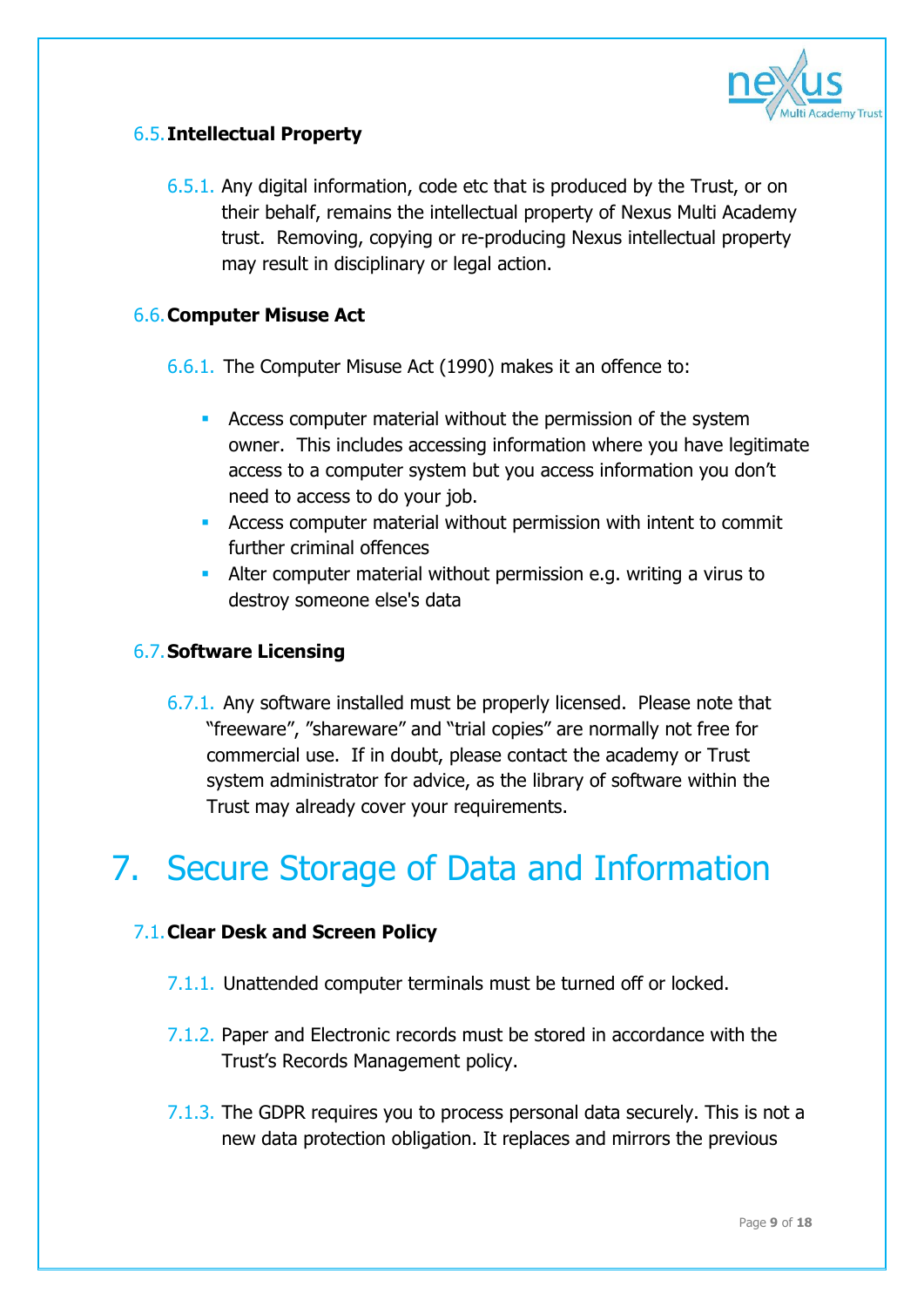### 6.5. Intellectual Property

6.5.1. Any digital information, code etc that is produced by the Trust, or on their behalf, remains the intellectual property of Nexus Multi Academy trust. Removing, copying or re-producing Nexus intellectual property may result in disciplinary or legal action.

### 6.6. Computer Misuse Act

6.6.1. The Computer Misuse Act (1990) makes it an offence to:

- Access computer material without the permission of the system owner. This includes accessing information where you have legitimate access to a computer system but you access information you don't need to access to do your job.
- Access computer material without permission with intent to commit further criminal offences
- Alter computer material without permission e.g. writing a virus to destroy someone else's data

### 6.7. Software Licensing

6.7.1. Any software installed must be properly licensed. Please note that "freeware", "shareware" and "trial copies" are normally not free for commercial use. If in doubt, please contact the academy or Trust system administrator for advice, as the library of software within the Trust may already cover your requirements.

# 7. Secure Storage of Data and Information

### 7.1. Clear Desk and Screen Policy

7.1.1. Unattended computer terminals must be turned off or locked.

7.1.2. Paper and Electronic records must be stored in accordance with the Trust's Records Management policy.

7.1.3. The GDPR requires you to process personal data securely. This is not a new data protection obligation. It replaces and mirrors the previous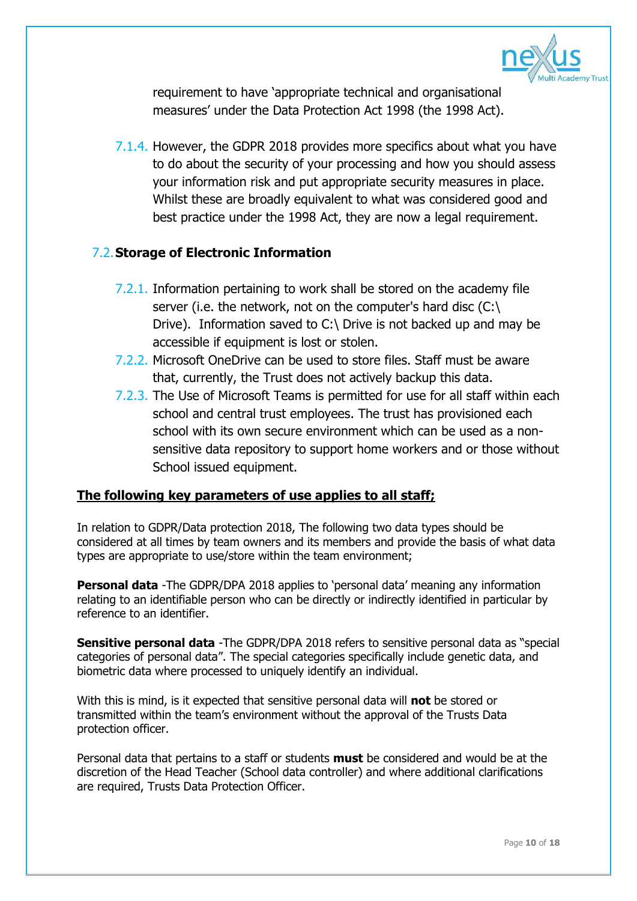requirement to have 'appropriate technical and organisational measures' under the Data Protection Act 1998 (the 1998 Act).

7.1.4. However, the GDPR 2018 provides more specifics about what you have to do about the security of your processing and how you should assess your information risk and put appropriate security measures in place. Whilst these are broadly equivalent to what was considered good and best practice under the 1998 Act, they are now a legal requirement.

### 7.2. Storage of Electronic Information

7.2.1. Information pertaining to work shall be stored on the academy file server (i.e. the network, not on the computer's hard disc (C:\ Drive). Information saved to C:\ Drive is not backed up and may be accessible if equipment is lost or stolen.

7.2.2. Microsoft OneDrive can be used to store files. Staff must be aware that, currently, the Trust does not actively backup this data.

7.2.3. The Use of Microsoft Teams is permitted for use for all staff within each school and central trust employees. The trust has provisioned each school with its own secure environment which can be used as a non-sensitive data repository to support home workers and or those without School issued equipment.

**<u>The following key parameters of use applies to all staff;</u>**

In relation to GDPR/Data protection 2018, The following two data types should be considered at all times by team owners and its members and provide the basis of what data types are appropriate to use/store within the team environment;

**Personal data** -The GDPR/DPA 2018 applies to 'personal data' meaning any information relating to an identifiable person who can be directly or indirectly identified in particular by reference to an identifier.

**Sensitive personal data** -The GDPR/DPA 2018 refers to sensitive personal data as "special categories of personal data". The special categories specifically include genetic data, and biometric data where processed to uniquely identify an individual.

With this is mind, is it expected that sensitive personal data will **not** be stored or transmitted within the team's environment without the approval of the Trusts Data protection officer.

Personal data that pertains to a staff or students **must** be considered and would be at the discretion of the Head Teacher (School data controller) and where additional clarifications are required, Trusts Data Protection Officer.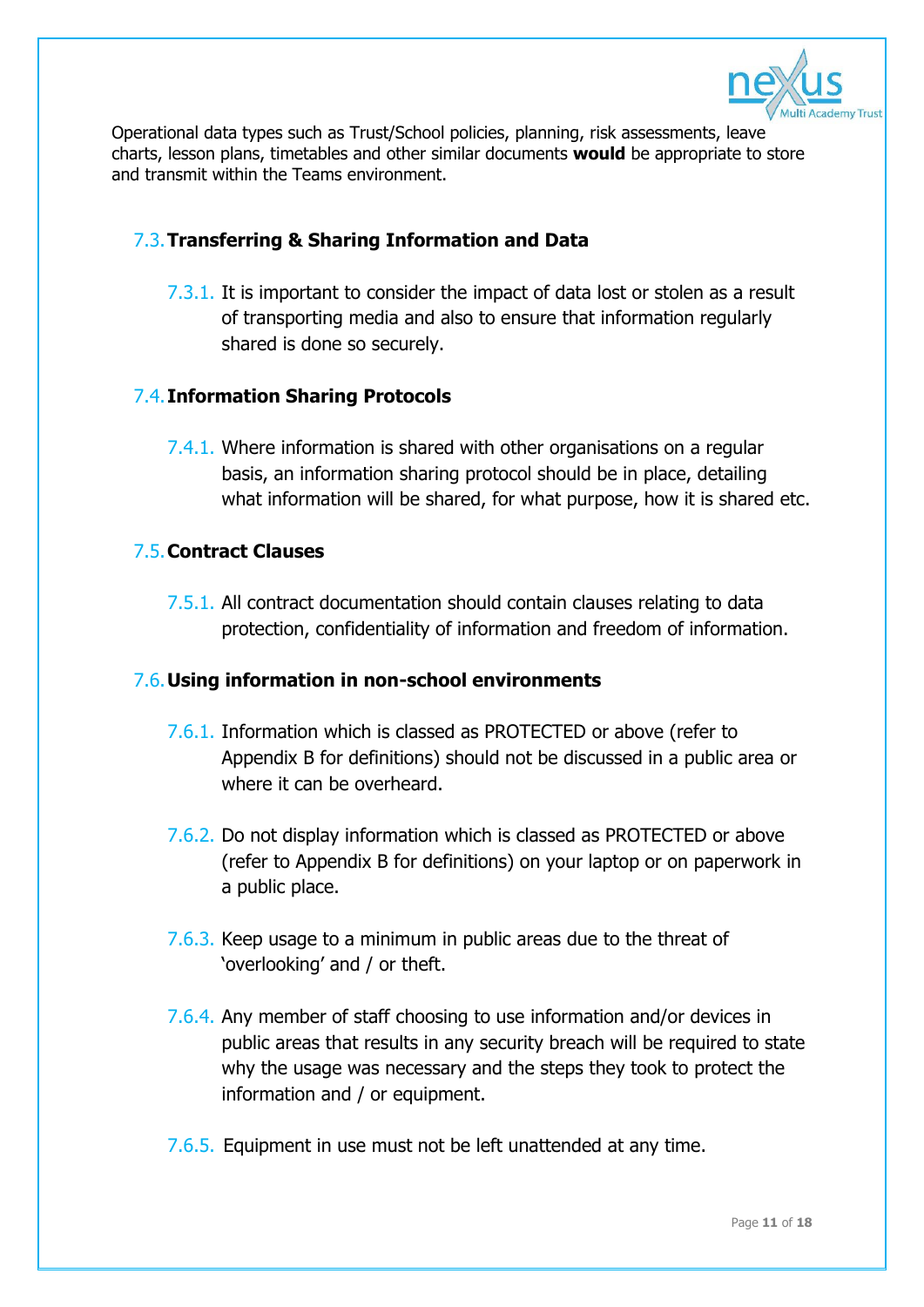Operational data types such as Trust/School policies, planning, risk assessments, leave charts, lesson plans, timetables and other similar documents **would** be appropriate to store and transmit within the Teams environment.

### 7.3. Transferring & Sharing Information and Data

7.3.1. It is important to consider the impact of data lost or stolen as a result of transporting media and also to ensure that information regularly shared is done so securely.

### 7.4. Information Sharing Protocols

7.4.1. Where information is shared with other organisations on a regular basis, an information sharing protocol should be in place, detailing what information will be shared, for what purpose, how it is shared etc.

### 7.5. Contract Clauses

7.5.1. All contract documentation should contain clauses relating to data protection, confidentiality of information and freedom of information.

### 7.6. Using information in non-school environments

7.6.1. Information which is classed as PROTECTED or above (refer to Appendix B for definitions) should not be discussed in a public area or where it can be overheard.

7.6.2. Do not display information which is classed as PROTECTED or above (refer to Appendix B for definitions) on your laptop or on paperwork in a public place.

7.6.3. Keep usage to a minimum in public areas due to the threat of 'overlooking' and / or theft.

7.6.4. Any member of staff choosing to use information and/or devices in public areas that results in any security breach will be required to state why the usage was necessary and the steps they took to protect the information and / or equipment.

7.6.5. Equipment in use must not be left unattended at any time.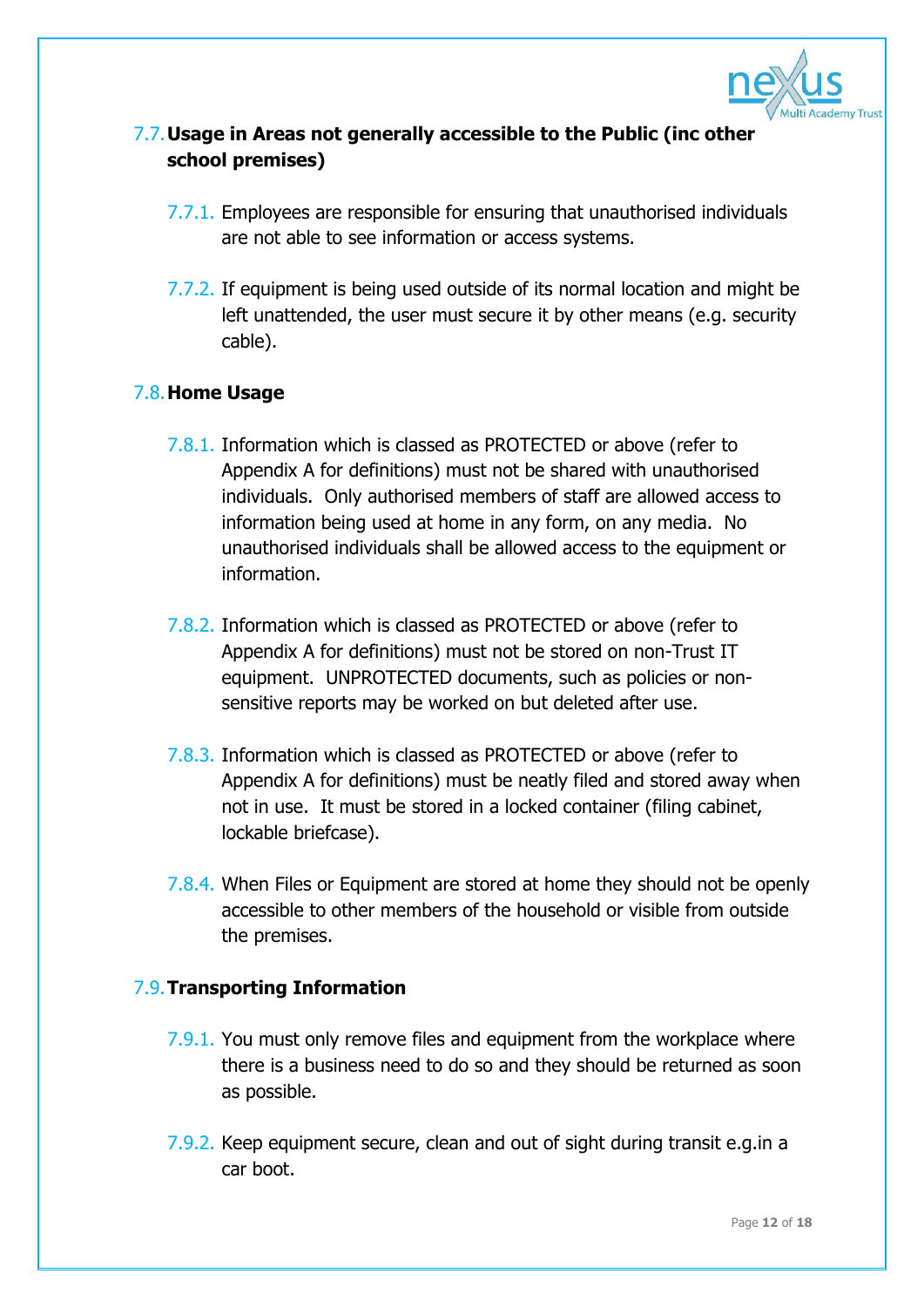### 7.7. Usage in Areas not generally accessible to the Public (inc other school premises)

7.7.1. Employees are responsible for ensuring that unauthorised individuals are not able to see information or access systems.

7.7.2. If equipment is being used outside of its normal location and might be left unattended, the user must secure it by other means (e.g. security cable).

### 7.8. Home Usage

7.8.1. Information which is classed as PROTECTED or above (refer to Appendix A for definitions) must not be shared with unauthorised individuals. Only authorised members of staff are allowed access to information being used at home in any form, on any media. No unauthorised individuals shall be allowed access to the equipment or information.

7.8.2. Information which is classed as PROTECTED or above (refer to Appendix A for definitions) must not be stored on non-Trust IT equipment. UNPROTECTED documents, such as policies or non-sensitive reports may be worked on but deleted after use.

7.8.3. Information which is classed as PROTECTED or above (refer to Appendix A for definitions) must be neatly filed and stored away when not in use. It must be stored in a locked container (filing cabinet, lockable briefcase).

7.8.4. When Files or Equipment are stored at home they should not be openly accessible to other members of the household or visible from outside the premises.

### 7.9. Transporting Information

7.9.1. You must only remove files and equipment from the workplace where there is a business need to do so and they should be returned as soon as possible.

7.9.2. Keep equipment secure, clean and out of sight during transit e.g.in a car boot.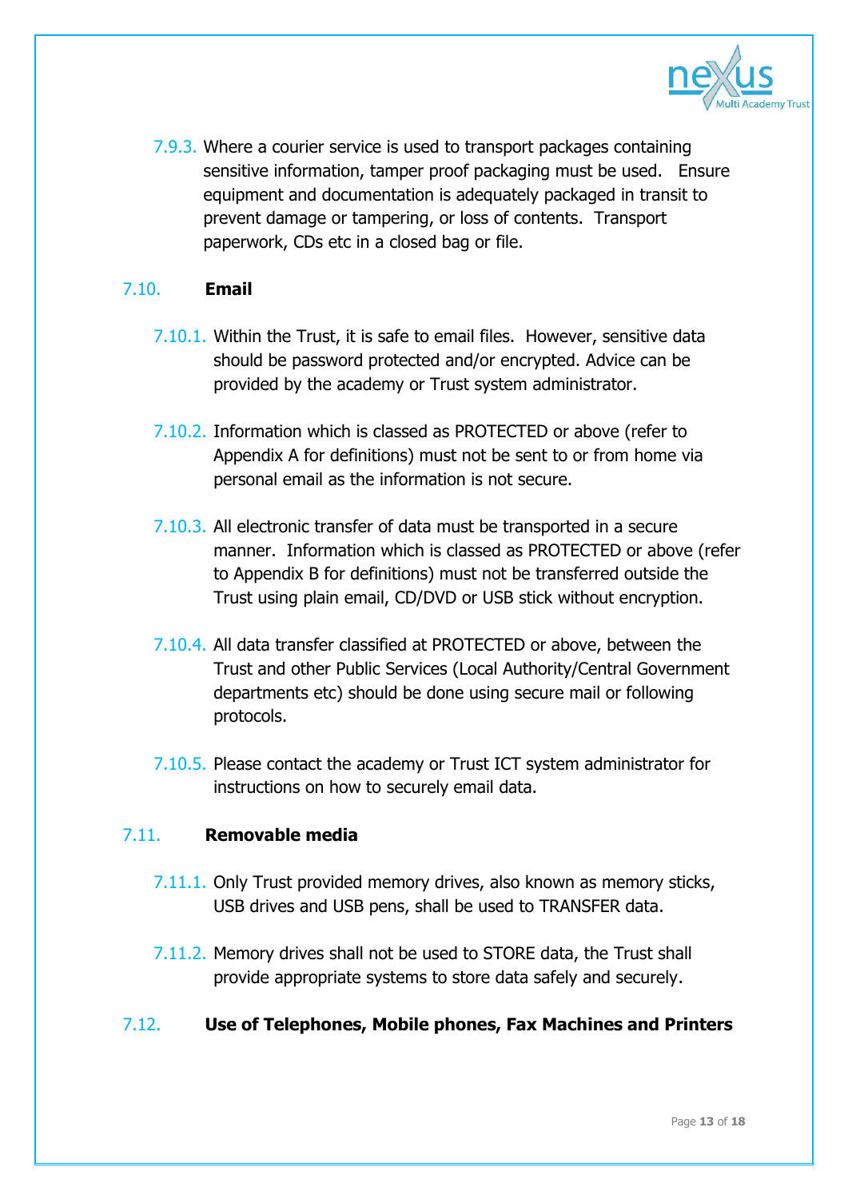7.9.3. Where a courier service is used to transport packages containing sensitive information, tamper proof packaging must be used. Ensure equipment and documentation is adequately packaged in transit to prevent damage or tampering, or loss of contents. Transport paperwork, CDs etc in a closed bag or file.

### 7.10. Email

7.10.1. Within the Trust, it is safe to email files. However, sensitive data should be password protected and/or encrypted. Advice can be provided by the academy or Trust system administrator.

7.10.2. Information which is classed as PROTECTED or above (refer to Appendix A for definitions) must not be sent to or from home via personal email as the information is not secure.

7.10.3. All electronic transfer of data must be transported in a secure manner. Information which is classed as PROTECTED or above (refer to Appendix B for definitions) must not be transferred outside the Trust using plain email, CD/DVD or USB stick without encryption.

7.10.4. All data transfer classified at PROTECTED or above, between the Trust and other Public Services (Local Authority/Central Government departments etc) should be done using secure mail or following protocols.

7.10.5. Please contact the academy or Trust ICT system administrator for instructions on how to securely email data.

### 7.11. Removable media

7.11.1. Only Trust provided memory drives, also known as memory sticks, USB drives and USB pens, shall be used to TRANSFER data.

7.11.2. Memory drives shall not be used to STORE data, the Trust shall provide appropriate systems to store data safely and securely.

### 7.12. Use of Telephones, Mobile phones, Fax Machines and Printers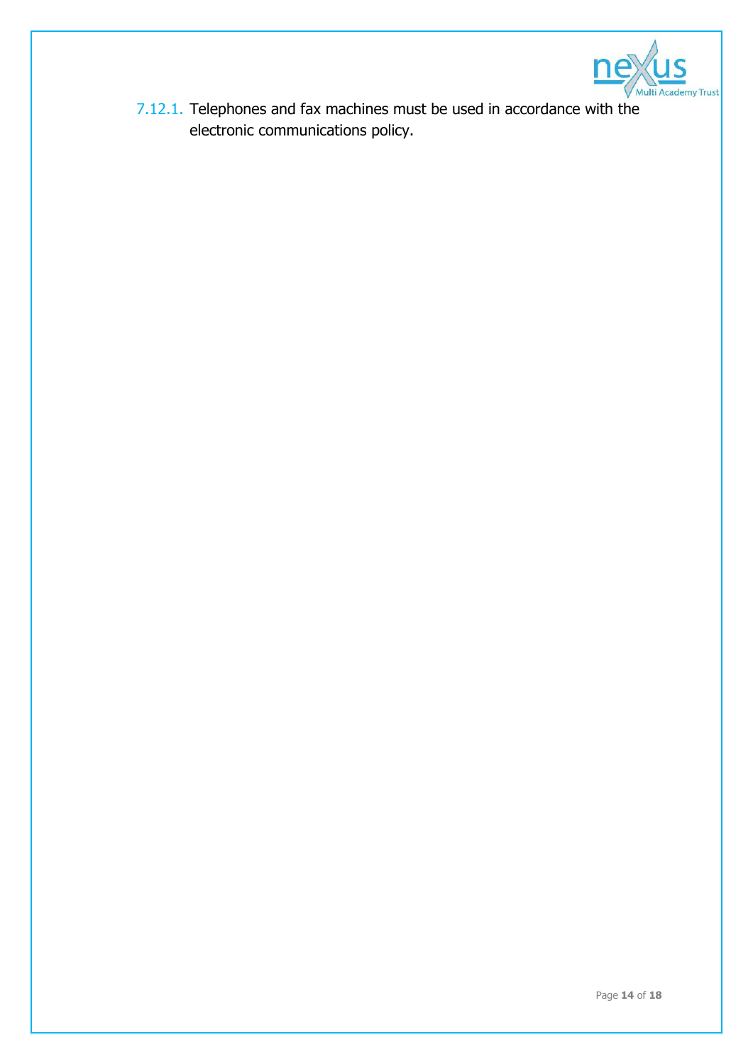7.12.1. Telephones and fax machines must be used in accordance with the electronic communications policy.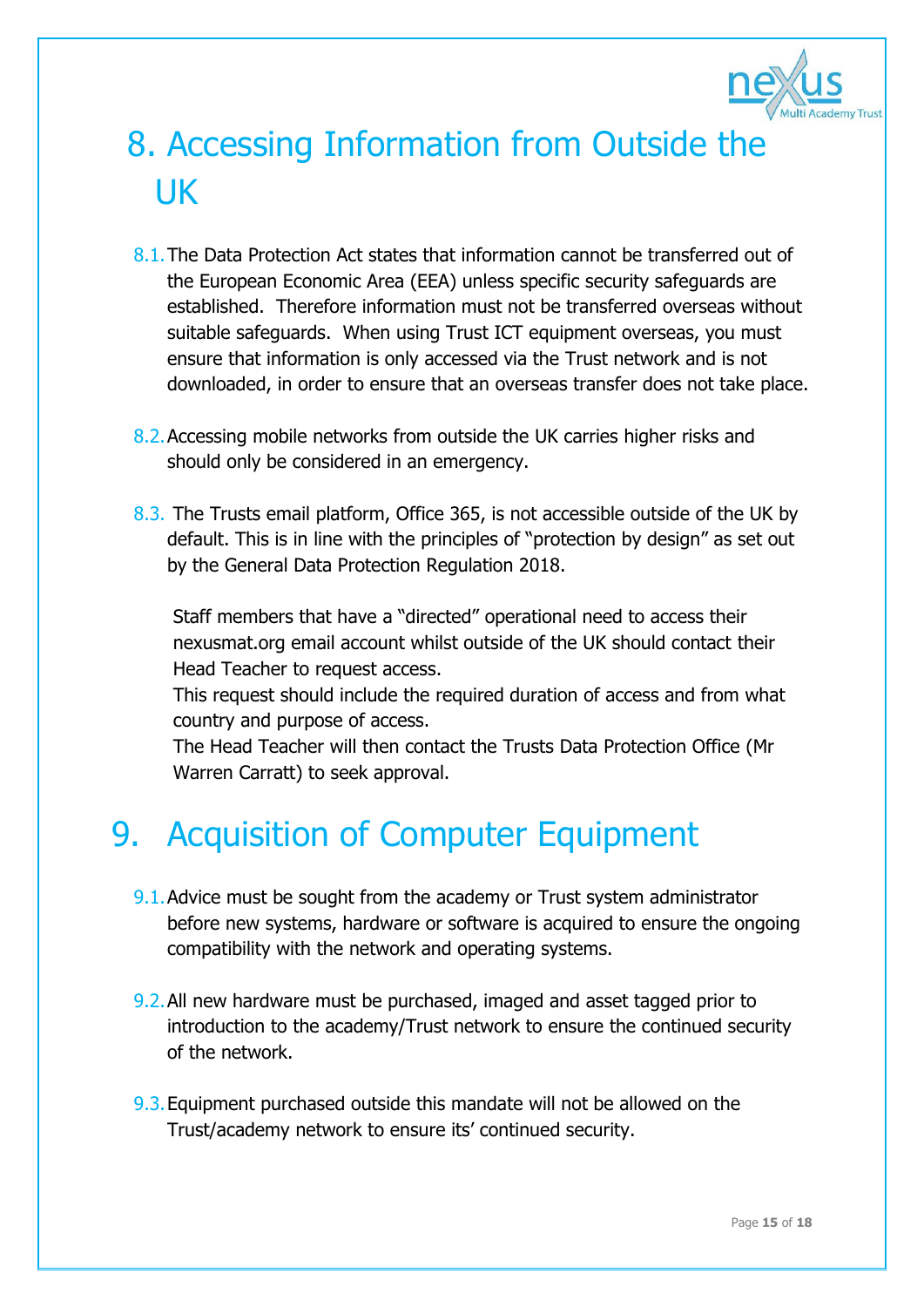# 8. Accessing Information from Outside the UK

8.1. The Data Protection Act states that information cannot be transferred out of the European Economic Area (EEA) unless specific security safeguards are established. Therefore information must not be transferred overseas without suitable safeguards. When using Trust ICT equipment overseas, you must ensure that information is only accessed via the Trust network and is not downloaded, in order to ensure that an overseas transfer does not take place.

8.2. Accessing mobile networks from outside the UK carries higher risks and should only be considered in an emergency.

8.3. The Trusts email platform, Office 365, is not accessible outside of the UK by default. This is in line with the principles of "protection by design" as set out by the General Data Protection Regulation 2018.

Staff members that have a "directed" operational need to access their nexusmat.org email account whilst outside of the UK should contact their Head Teacher to request access.
This request should include the required duration of access and from what country and purpose of access.
The Head Teacher will then contact the Trusts Data Protection Office (Mr Warren Carratt) to seek approval.

# 9. Acquisition of Computer Equipment

9.1. Advice must be sought from the academy or Trust system administrator before new systems, hardware or software is acquired to ensure the ongoing compatibility with the network and operating systems.

9.2. All new hardware must be purchased, imaged and asset tagged prior to introduction to the academy/Trust network to ensure the continued security of the network.

9.3. Equipment purchased outside this mandate will not be allowed on the Trust/academy network to ensure its' continued security.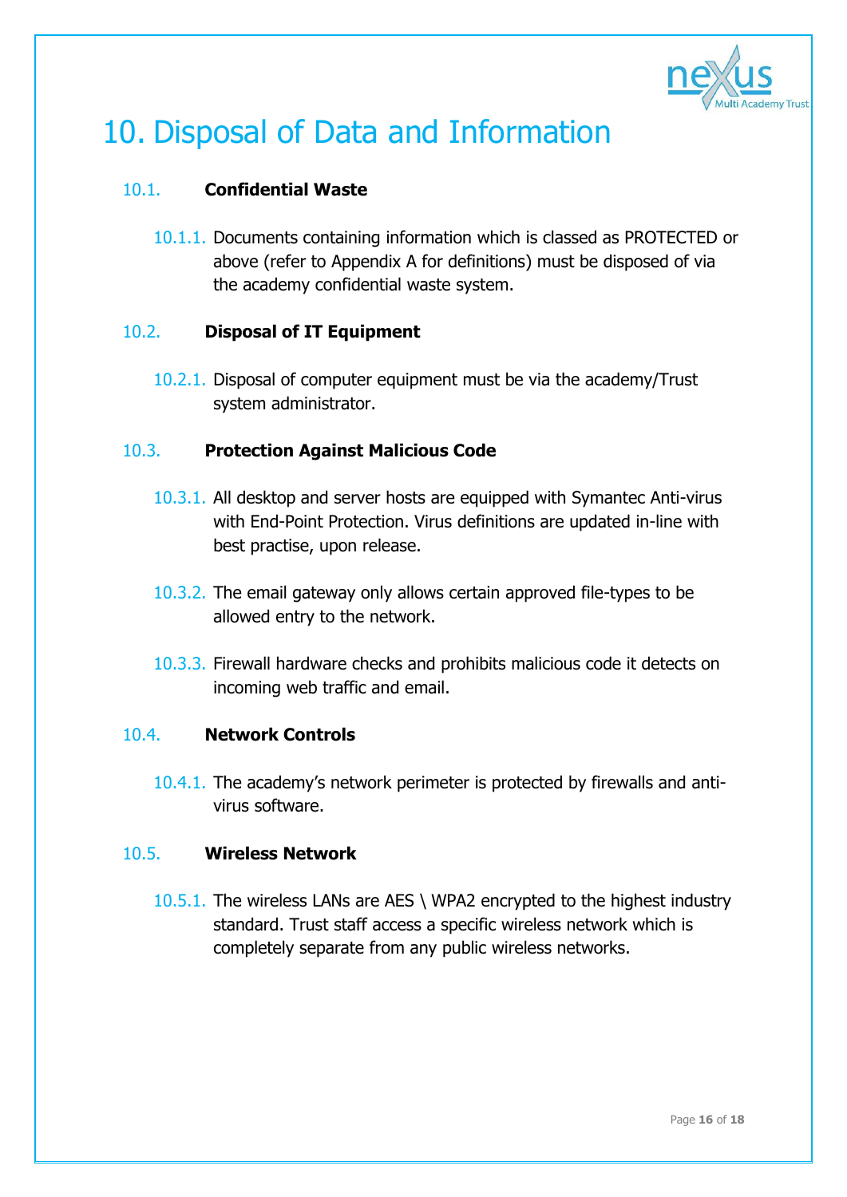# 10. Disposal of Data and Information

## 10.1. Confidential Waste

10.1.1. Documents containing information which is classed as PROTECTED or above (refer to Appendix A for definitions) must be disposed of via the academy confidential waste system.

## 10.2. Disposal of IT Equipment

10.2.1. Disposal of computer equipment must be via the academy/Trust system administrator.

## 10.3. Protection Against Malicious Code

10.3.1. All desktop and server hosts are equipped with Symantec Anti-virus with End-Point Protection. Virus definitions are updated in-line with best practise, upon release.

10.3.2. The email gateway only allows certain approved file-types to be allowed entry to the network.

10.3.3. Firewall hardware checks and prohibits malicious code it detects on incoming web traffic and email.

## 10.4. Network Controls

10.4.1. The academy's network perimeter is protected by firewalls and anti-virus software.

## 10.5. Wireless Network

10.5.1. The wireless LANs are AES \ WPA2 encrypted to the highest industry standard. Trust staff access a specific wireless network which is completely separate from any public wireless networks.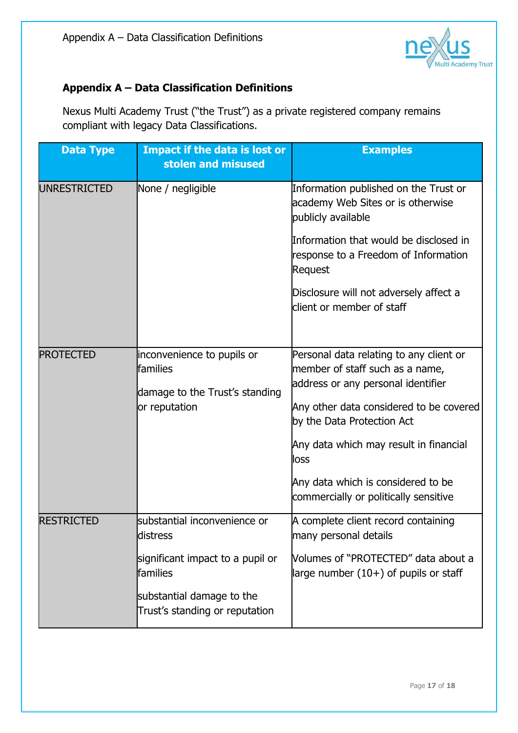## Appendix A – Data Classification Definitions

Nexus Multi Academy Trust ("the Trust") as a private registered company remains compliant with legacy Data Classifications.

| Data Type | Impact if the data is lost or stolen and misused | Examples |
|---|---|---|
| UNRESTRICTED | None / negligible | Information published on the Trust or academy Web Sites or is otherwise publicly available<br><br>Information that would be disclosed in response to a Freedom of Information Request<br><br>Disclosure will not adversely affect a client or member of staff |
| PROTECTED | inconvenience to pupils or families<br><br>damage to the Trust's standing or reputation | Personal data relating to any client or member of staff such as a name, address or any personal identifier<br><br>Any other data considered to be covered by the Data Protection Act<br><br>Any data which may result in financial loss<br><br>Any data which is considered to be commercially or politically sensitive |
| RESTRICTED | substantial inconvenience or distress<br><br>significant impact to a pupil or families<br><br>substantial damage to the Trust's standing or reputation | A complete client record containing many personal details<br><br>Volumes of "PROTECTED" data about a large number (10+) of pupils or staff |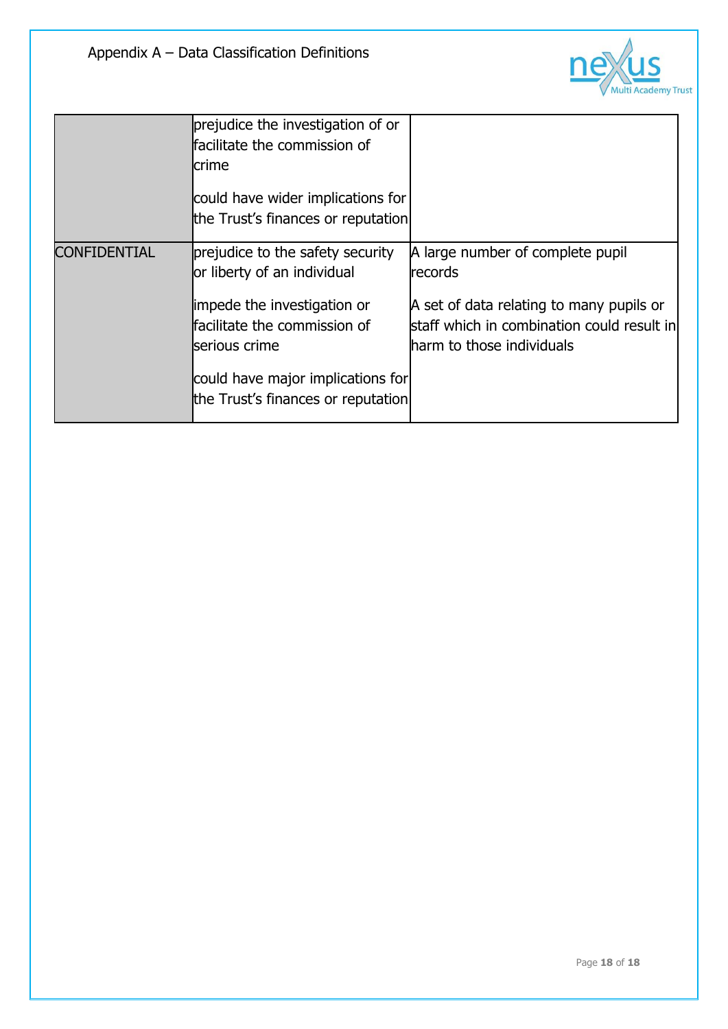Appendix A – Data Classification Definitions

| | | |
|---|---|---|
| | prejudice the investigation of or facilitate the commission of crime<br><br>could have wider implications for the Trust's finances or reputation | |
| CONFIDENTIAL | prejudice to the safety security or liberty of an individual<br><br>impede the investigation or facilitate the commission of serious crime<br><br>could have major implications for the Trust's finances or reputation | A large number of complete pupil records<br><br>A set of data relating to many pupils or staff which in combination could result in harm to those individuals |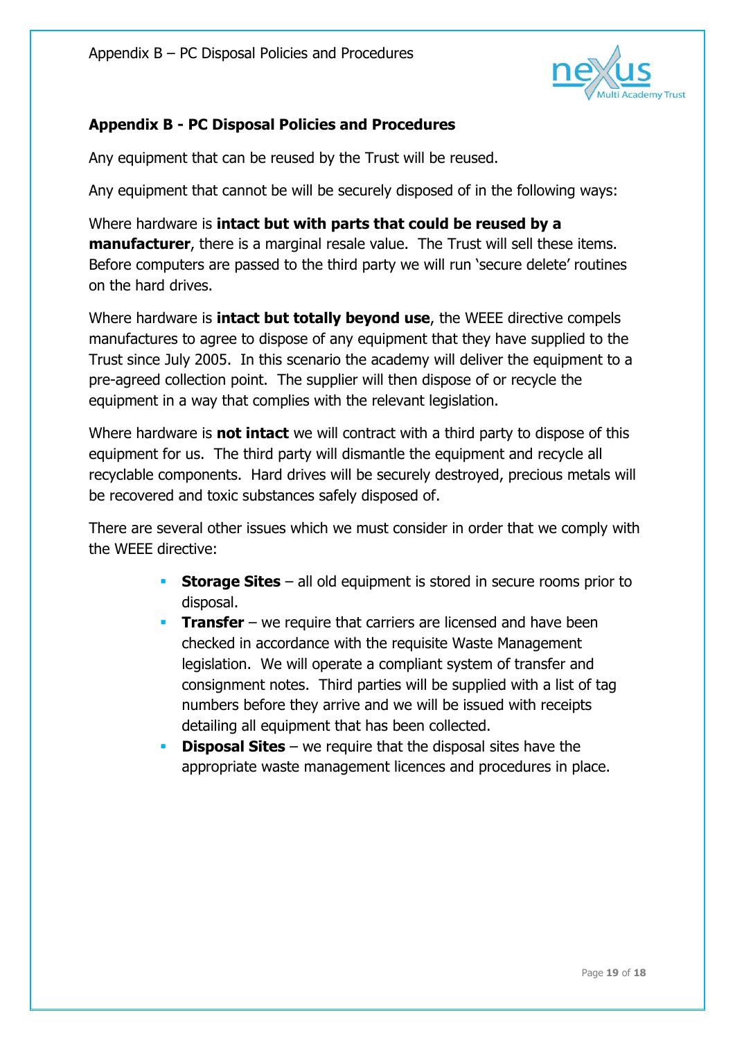## Appendix B - PC Disposal Policies and Procedures

Any equipment that can be reused by the Trust will be reused.

Any equipment that cannot be will be securely disposed of in the following ways:

Where hardware is **intact but with parts that could be reused by a manufacturer**, there is a marginal resale value. The Trust will sell these items. Before computers are passed to the third party we will run 'secure delete' routines on the hard drives.

Where hardware is **intact but totally beyond use**, the WEEE directive compels manufactures to agree to dispose of any equipment that they have supplied to the Trust since July 2005. In this scenario the academy will deliver the equipment to a pre-agreed collection point. The supplier will then dispose of or recycle the equipment in a way that complies with the relevant legislation.

Where hardware is **not intact** we will contract with a third party to dispose of this equipment for us. The third party will dismantle the equipment and recycle all recyclable components. Hard drives will be securely destroyed, precious metals will be recovered and toxic substances safely disposed of.

There are several other issues which we must consider in order that we comply with the WEEE directive:

- **Storage Sites** – all old equipment is stored in secure rooms prior to disposal.
- **Transfer** – we require that carriers are licensed and have been checked in accordance with the requisite Waste Management legislation. We will operate a compliant system of transfer and consignment notes. Third parties will be supplied with a list of tag numbers before they arrive and we will be issued with receipts detailing all equipment that has been collected.
- **Disposal Sites** – we require that the disposal sites have the appropriate waste management licences and procedures in place.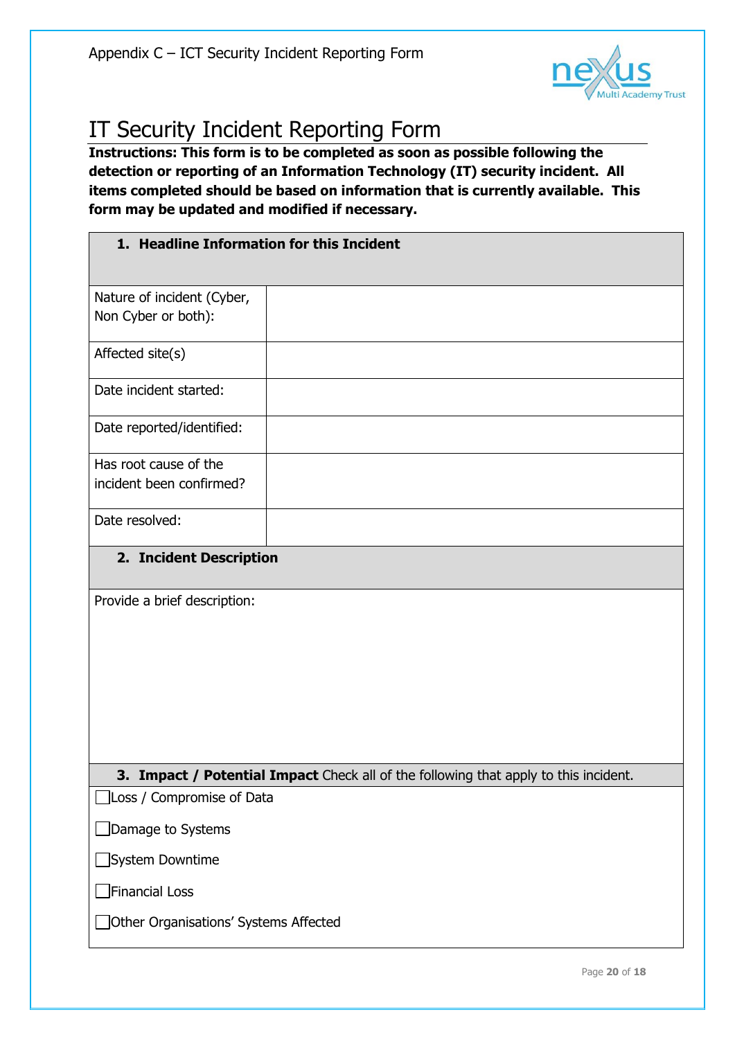Appendix C – ICT Security Incident Reporting Form

# IT Security Incident Reporting Form

**Instructions: This form is to be completed as soon as possible following the detection or reporting of an Information Technology (IT) security incident. All items completed should be based on information that is currently available. This form may be updated and modified if necessary.**

| **1. Headline Information for this Incident** | |
|---|---|
| Nature of incident (Cyber, Non Cyber or both): | |
| Affected site(s) | |
| Date incident started: | |
| Date reported/identified: | |
| Has root cause of the incident been confirmed? | |
| Date resolved: | |

| **2. Incident Description** |
|---|
| Provide a brief description: |

| **3. Impact / Potential Impact** Check all of the following that apply to this incident. |
|---|
| ☐ Loss / Compromise of Data |
| ☐ Damage to Systems |
| ☐ System Downtime |
| ☐ Financial Loss |
| ☐ Other Organisations' Systems Affected |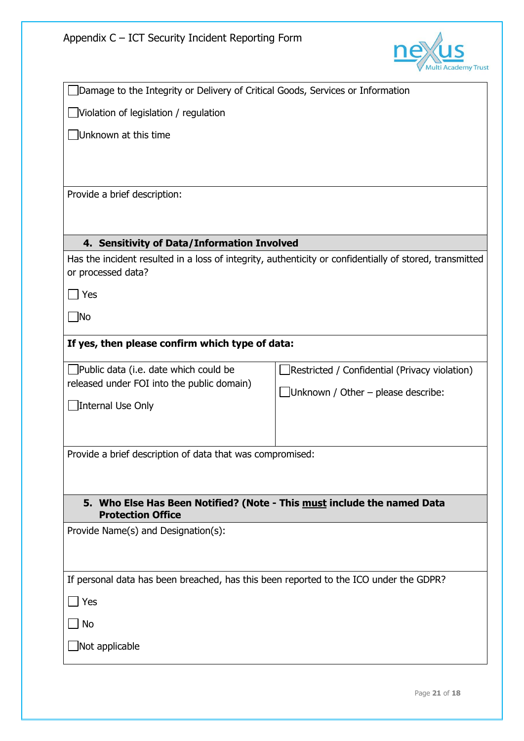☐ Damage to the Integrity or Delivery of Critical Goods, Services or Information

☐ Violation of legislation / regulation

☐ Unknown at this time

Provide a brief description:

**4. Sensitivity of Data/Information Involved**

Has the incident resulted in a loss of integrity, authenticity or confidentially of stored, transmitted or processed data?

☐ Yes

☐ No

**If yes, then please confirm which type of data:**

| | |
|---|---|
| ☐ Public data (i.e. date which could be released under FOI into the public domain)<br><br>☐ Internal Use Only | ☐ Restricted / Confidential (Privacy violation)<br><br>☐ Unknown / Other – please describe: |

Provide a brief description of data that was compromised:

**5. Who Else Has Been Notified? (Note - This <u>must</u> include the named Data Protection Office**

Provide Name(s) and Designation(s):

If personal data has been breached, has this been reported to the ICO under the GDPR?

☐ Yes

☐ No

☐ Not applicable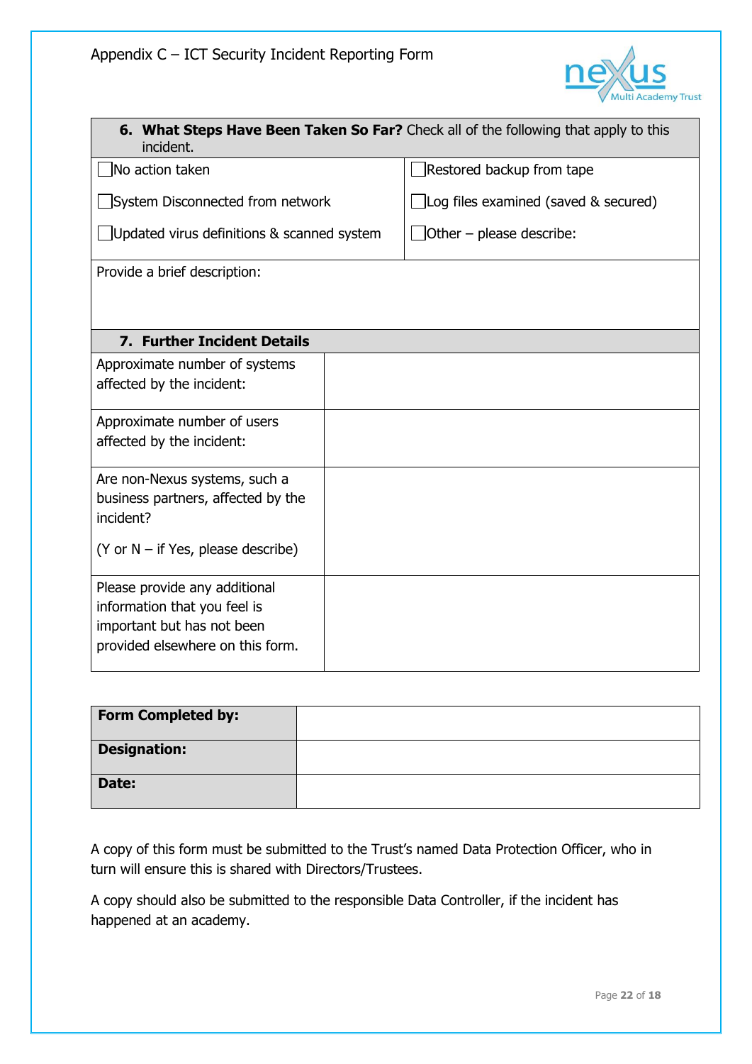## Appendix C – ICT Security Incident Reporting Form

| **6. What Steps Have Been Taken So Far?** Check all of the following that apply to this incident. | |
|---|---|
| ☐ No action taken | ☐ Restored backup from tape |
| ☐ System Disconnected from network | ☐ Log files examined (saved & secured) |
| ☐ Updated virus definitions & scanned system | ☐ Other – please describe: |
| Provide a brief description: | |

| **7. Further Incident Details** | |
|---|---|
| Approximate number of systems affected by the incident: | |
| Approximate number of users affected by the incident: | |
| Are non-Nexus systems, such a business partners, affected by the incident?<br><br>(Y or N – if Yes, please describe) | |
| Please provide any additional information that you feel is important but has not been provided elsewhere on this form. | |

| | |
|---|---|
| **Form Completed by:** | |
| **Designation:** | |
| **Date:** | |

A copy of this form must be submitted to the Trust's named Data Protection Officer, who in turn will ensure this is shared with Directors/Trustees.

A copy should also be submitted to the responsible Data Controller, if the incident has happened at an academy.